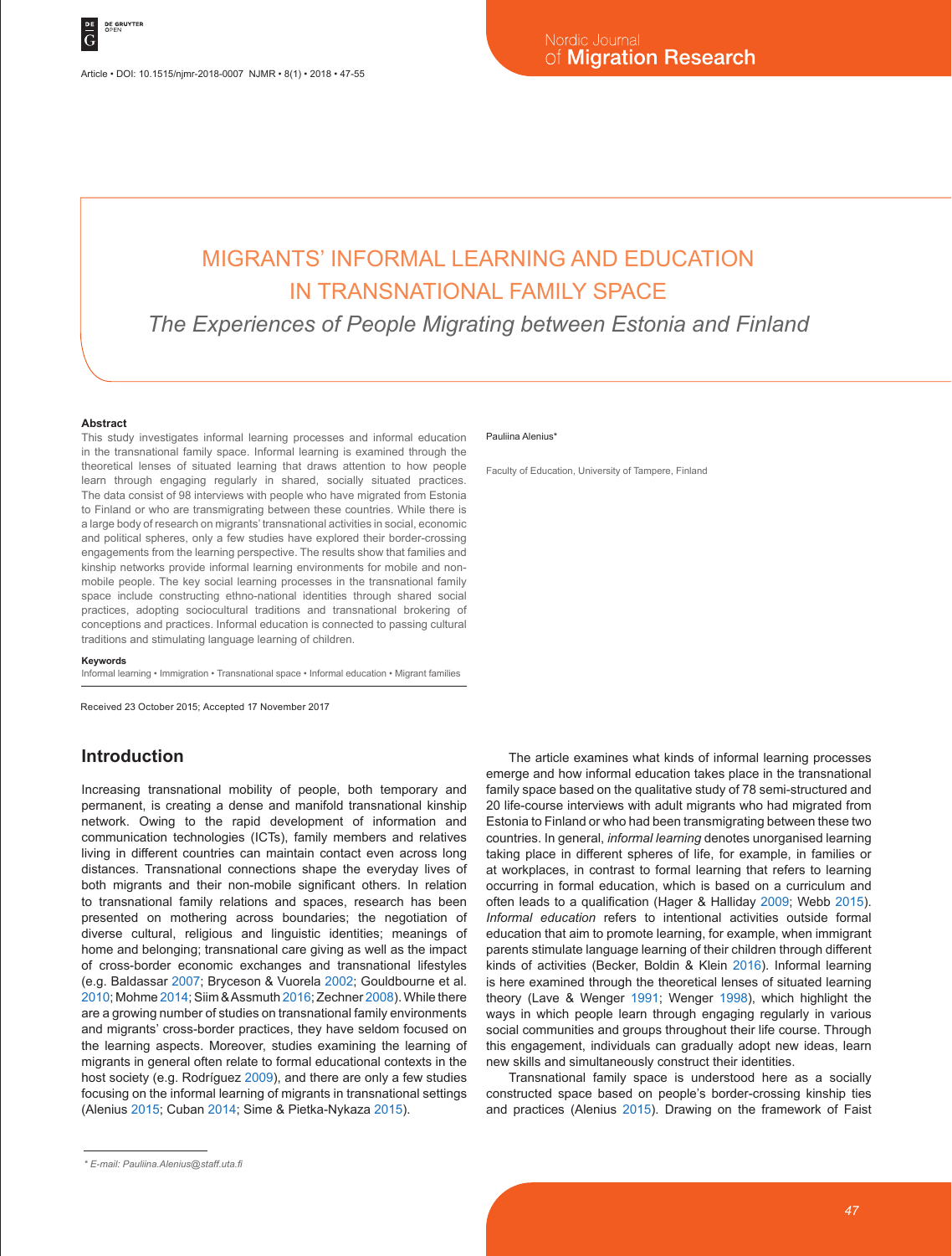# MIGRANTS' INFORMAL LEARNING AND EDUCATION IN TRANSNATIONAL FAMILY SPACE

## *The Experiences of People Migrating between Estonia and Finland*

Pauliina Alenius*

Faculty of Education, University of Tampere, Finland

### Abstract

This study investigates informal learning processes and informal education in the transnational family space. Informal learning is examined through the theoretical lenses of situated learning that draws attention to how people learn through engaging regularly in shared, socially situated practices. The data consist of 98 interviews with people who have migrated from Estonia to Finland or who are transmigrating between these countries. While there is a large body of research on migrants' transnational activities in social, economic and political spheres, only a few studies have explored their border-crossing engagements from the learning perspective. The results show that families and kinship networks provide informal learning environments for mobile and non-mobile people. The key social learning processes in the transnational family space include constructing ethno-national identities through shared social practices, adopting sociocultural traditions and transnational brokering of conceptions and practices. Informal education is connected to passing cultural traditions and stimulating language learning of children.

### Keywords

Informal learning • Immigration • Transnational space • Informal education • Migrant families

Received 23 October 2015; Accepted 17 November 2017

## Introduction

Increasing transnational mobility of people, both temporary and permanent, is creating a dense and manifold transnational kinship network. Owing to the rapid development of information and communication technologies (ICTs), family members and relatives living in different countries can maintain contact even across long distances. Transnational connections shape the everyday lives of both migrants and their non-mobile significant others. In relation to transnational family relations and spaces, research has been presented on mothering across boundaries; the negotiation of diverse cultural, religious and linguistic identities; meanings of home and belonging; transnational care giving as well as the impact of cross-border economic exchanges and transnational lifestyles (e.g. Baldassar 2007; Bryceson & Vuorela 2002; Gouldbourne et al. 2010; Mohme 2014; Siim & Assmuth 2016; Zechner 2008). While there are a growing number of studies on transnational family environments and migrants' cross-border practices, they have seldom focused on the learning aspects. Moreover, studies examining the learning of migrants in general often relate to formal educational contexts in the host society (e.g. Rodríguez 2009), and there are only a few studies focusing on the informal learning of migrants in transnational settings (Alenius 2015; Cuban 2014; Sime & Pietka-Nykaza 2015).

The article examines what kinds of informal learning processes emerge and how informal education takes place in the transnational family space based on the qualitative study of 78 semi-structured and 20 life-course interviews with adult migrants who had migrated from Estonia to Finland or who had been transmigrating between these two countries. In general, *informal learning* denotes unorganised learning taking place in different spheres of life, for example, in families or at workplaces, in contrast to formal learning that refers to learning occurring in formal education, which is based on a curriculum and often leads to a qualification (Hager & Halliday 2009; Webb 2015). *Informal education* refers to intentional activities outside formal education that aim to promote learning, for example, when immigrant parents stimulate language learning of their children through different kinds of activities (Becker, Boldin & Klein 2016). Informal learning is here examined through the theoretical lenses of situated learning theory (Lave & Wenger 1991; Wenger 1998), which highlight the ways in which people learn through engaging regularly in various social communities and groups throughout their life course. Through this engagement, individuals can gradually adopt new ideas, learn new skills and simultaneously construct their identities.

Transnational family space is understood here as a socially constructed space based on people's border-crossing kinship ties and practices (Alenius 2015). Drawing on the framework of Faist

* E-mail: Pauliina.Alenius@staff.uta.fi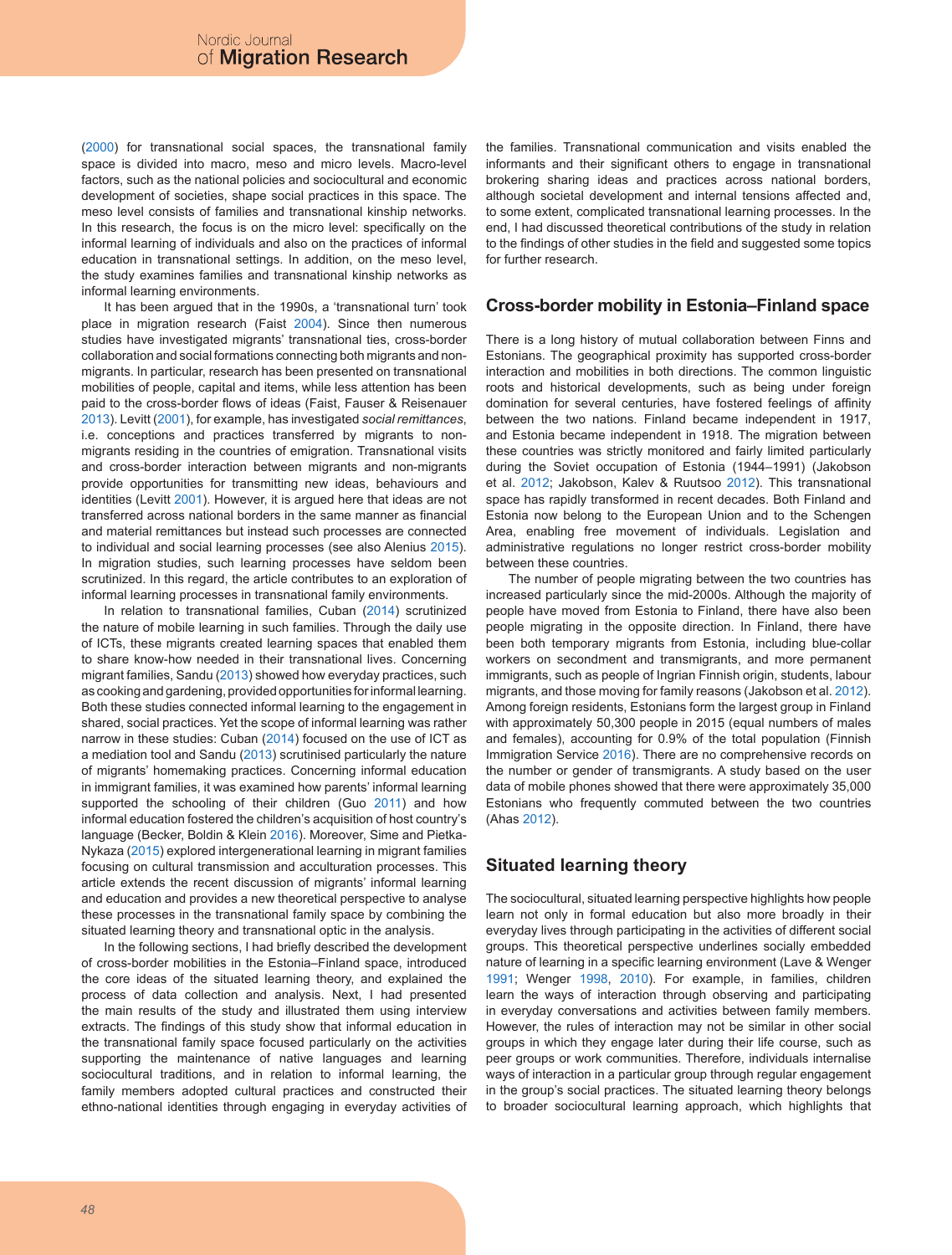(2000) for transnational social spaces, the transnational family space is divided into macro, meso and micro levels. Macro-level factors, such as the national policies and sociocultural and economic development of societies, shape social practices in this space. The meso level consists of families and transnational kinship networks. In this research, the focus is on the micro level: specifically on the informal learning of individuals and also on the practices of informal education in transnational settings. In addition, on the meso level, the study examines families and transnational kinship networks as informal learning environments.

It has been argued that in the 1990s, a 'transnational turn' took place in migration research (Faist 2004). Since then numerous studies have investigated migrants' transnational ties, cross-border collaboration and social formations connecting both migrants and non-migrants. In particular, research has been presented on transnational mobilities of people, capital and items, while less attention has been paid to the cross-border flows of ideas (Faist, Fauser & Reisenauer 2013). Levitt (2001), for example, has investigated *social remittances*, i.e. conceptions and practices transferred by migrants to non-migrants residing in the countries of emigration. Transnational visits and cross-border interaction between migrants and non-migrants provide opportunities for transmitting new ideas, behaviours and identities (Levitt 2001). However, it is argued here that ideas are not transferred across national borders in the same manner as financial and material remittances but instead such processes are connected to individual and social learning processes (see also Alenius 2015). In migration studies, such learning processes have seldom been scrutinized. In this regard, the article contributes to an exploration of informal learning processes in transnational family environments.

In relation to transnational families, Cuban (2014) scrutinized the nature of mobile learning in such families. Through the daily use of ICTs, these migrants created learning spaces that enabled them to share know-how needed in their transnational lives. Concerning migrant families, Sandu (2013) showed how everyday practices, such as cooking and gardening, provided opportunities for informal learning. Both these studies connected informal learning to the engagement in shared, social practices. Yet the scope of informal learning was rather narrow in these studies: Cuban (2014) focused on the use of ICT as a mediation tool and Sandu (2013) scrutinised particularly the nature of migrants' homemaking practices. Concerning informal education in immigrant families, it was examined how parents' informal learning supported the schooling of their children (Guo 2011) and how informal education fostered the children's acquisition of host country's language (Becker, Boldin & Klein 2016). Moreover, Sime and Pietka-Nykaza (2015) explored intergenerational learning in migrant families focusing on cultural transmission and acculturation processes. This article extends the recent discussion of migrants' informal learning and education and provides a new theoretical perspective to analyse these processes in the transnational family space by combining the situated learning theory and transnational optic in the analysis.

In the following sections, I had briefly described the development of cross-border mobilities in the Estonia–Finland space, introduced the core ideas of the situated learning theory, and explained the process of data collection and analysis. Next, I had presented the main results of the study and illustrated them using interview extracts. The findings of this study show that informal education in the transnational family space focused particularly on the activities supporting the maintenance of native languages and learning sociocultural traditions, and in relation to informal learning, the family members adopted cultural practices and constructed their ethno-national identities through engaging in everyday activities of the families. Transnational communication and visits enabled the informants and their significant others to engage in transnational brokering sharing ideas and practices across national borders, although societal development and internal tensions affected and, to some extent, complicated transnational learning processes. In the end, I had discussed theoretical contributions of the study in relation to the findings of other studies in the field and suggested some topics for further research.

## Cross-border mobility in Estonia–Finland space

There is a long history of mutual collaboration between Finns and Estonians. The geographical proximity has supported cross-border interaction and mobilities in both directions. The common linguistic roots and historical developments, such as being under foreign domination for several centuries, have fostered feelings of affinity between the two nations. Finland became independent in 1917, and Estonia became independent in 1918. The migration between these countries was strictly monitored and fairly limited particularly during the Soviet occupation of Estonia (1944–1991) (Jakobson et al. 2012; Jakobson, Kalev & Ruutsoo 2012). This transnational space has rapidly transformed in recent decades. Both Finland and Estonia now belong to the European Union and to the Schengen Area, enabling free movement of individuals. Legislation and administrative regulations no longer restrict cross-border mobility between these countries.

The number of people migrating between the two countries has increased particularly since the mid-2000s. Although the majority of people have moved from Estonia to Finland, there have also been people migrating in the opposite direction. In Finland, there have been both temporary migrants from Estonia, including blue-collar workers on secondment and transmigrants, and more permanent immigrants, such as people of Ingrian Finnish origin, students, labour migrants, and those moving for family reasons (Jakobson et al. 2012). Among foreign residents, Estonians form the largest group in Finland with approximately 50,300 people in 2015 (equal numbers of males and females), accounting for 0.9% of the total population (Finnish Immigration Service 2016). There are no comprehensive records on the number or gender of transmigrants. A study based on the user data of mobile phones showed that there were approximately 35,000 Estonians who frequently commuted between the two countries (Ahas 2012).

## Situated learning theory

The sociocultural, situated learning perspective highlights how people learn not only in formal education but also more broadly in their everyday lives through participating in the activities of different social groups. This theoretical perspective underlines socially embedded nature of learning in a specific learning environment (Lave & Wenger 1991; Wenger 1998, 2010). For example, in families, children learn the ways of interaction through observing and participating in everyday conversations and activities between family members. However, the rules of interaction may not be similar in other social groups in which they engage later during their life course, such as peer groups or work communities. Therefore, individuals internalise ways of interaction in a particular group through regular engagement in the group's social practices. The situated learning theory belongs to broader sociocultural learning approach, which highlights that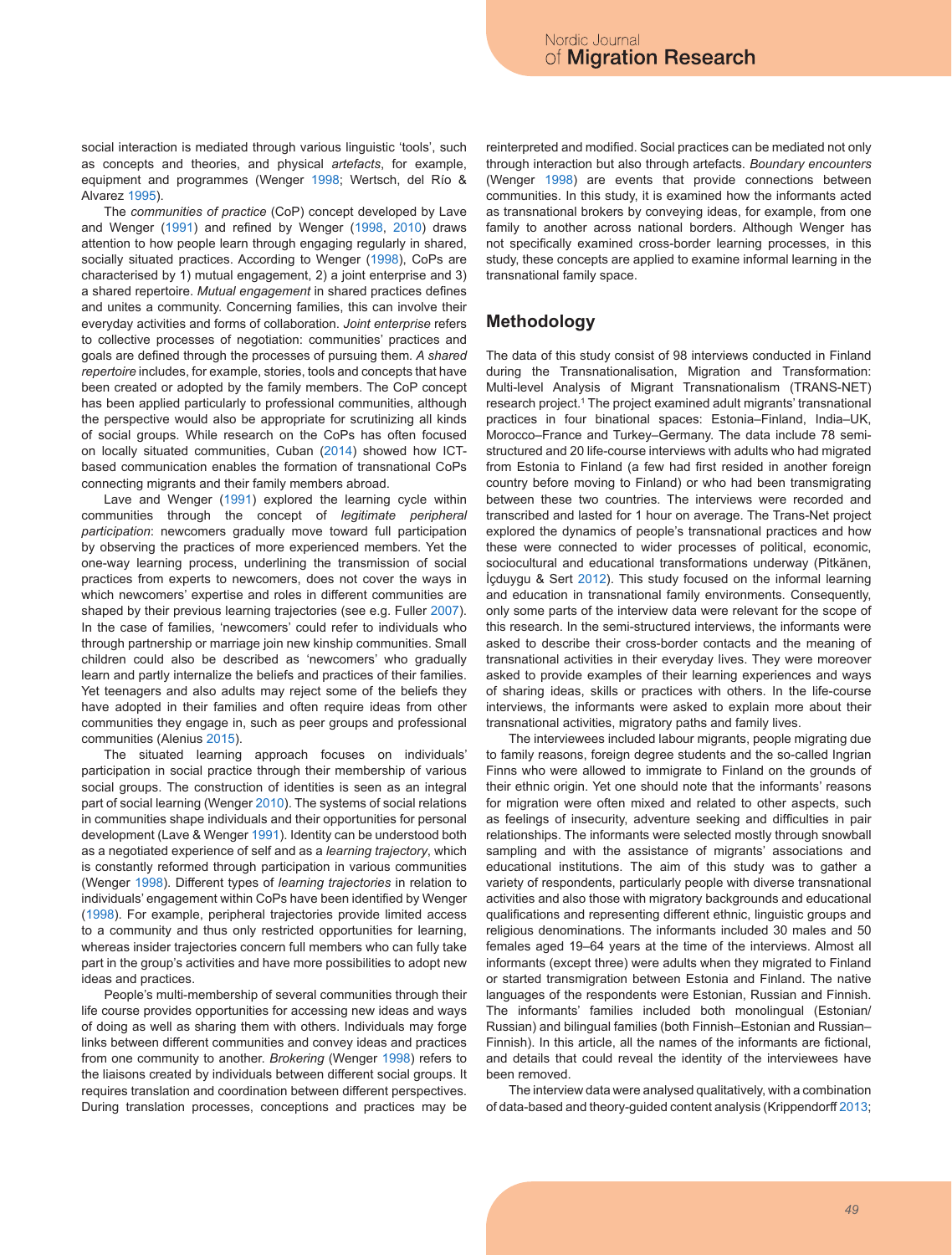social interaction is mediated through various linguistic 'tools', such as concepts and theories, and physical *artefacts*, for example, equipment and programmes (Wenger 1998; Wertsch, del Río & Alvarez 1995).

The *communities of practice* (CoP) concept developed by Lave and Wenger (1991) and refined by Wenger (1998, 2010) draws attention to how people learn through engaging regularly in shared, socially situated practices. According to Wenger (1998), CoPs are characterised by 1) mutual engagement, 2) a joint enterprise and 3) a shared repertoire. *Mutual engagement* in shared practices defines and unites a community. Concerning families, this can involve their everyday activities and forms of collaboration. *Joint enterprise* refers to collective processes of negotiation: communities' practices and goals are defined through the processes of pursuing them. *A shared repertoire* includes, for example, stories, tools and concepts that have been created or adopted by the family members. The CoP concept has been applied particularly to professional communities, although the perspective would also be appropriate for scrutinizing all kinds of social groups. While research on the CoPs has often focused on locally situated communities, Cuban (2014) showed how ICT-based communication enables the formation of transnational CoPs connecting migrants and their family members abroad.

Lave and Wenger (1991) explored the learning cycle within communities through the concept of *legitimate peripheral participation*: newcomers gradually move toward full participation by observing the practices of more experienced members. Yet the one-way learning process, underlining the transmission of social practices from experts to newcomers, does not cover the ways in which newcomers' expertise and roles in different communities are shaped by their previous learning trajectories (see e.g. Fuller 2007). In the case of families, 'newcomers' could refer to individuals who through partnership or marriage join new kinship communities. Small children could also be described as 'newcomers' who gradually learn and partly internalize the beliefs and practices of their families. Yet teenagers and also adults may reject some of the beliefs they have adopted in their families and often require ideas from other communities they engage in, such as peer groups and professional communities (Alenius 2015).

The situated learning approach focuses on individuals' participation in social practice through their membership of various social groups. The construction of identities is seen as an integral part of social learning (Wenger 2010). The systems of social relations in communities shape individuals and their opportunities for personal development (Lave & Wenger 1991). Identity can be understood both as a negotiated experience of self and as a *learning trajectory*, which is constantly reformed through participation in various communities (Wenger 1998). Different types of *learning trajectories* in relation to individuals' engagement within CoPs have been identified by Wenger (1998). For example, peripheral trajectories provide limited access to a community and thus only restricted opportunities for learning, whereas insider trajectories concern full members who can fully take part in the group's activities and have more possibilities to adopt new ideas and practices.

People's multi-membership of several communities through their life course provides opportunities for accessing new ideas and ways of doing as well as sharing them with others. Individuals may forge links between different communities and convey ideas and practices from one community to another. *Brokering* (Wenger 1998) refers to the liaisons created by individuals between different social groups. It requires translation and coordination between different perspectives. During translation processes, conceptions and practices may be reinterpreted and modified. Social practices can be mediated not only through interaction but also through artefacts. *Boundary encounters* (Wenger 1998) are events that provide connections between communities. In this study, it is examined how the informants acted as transnational brokers by conveying ideas, for example, from one family to another across national borders. Although Wenger has not specifically examined cross-border learning processes, in this study, these concepts are applied to examine informal learning in the transnational family space.

## Methodology

The data of this study consist of 98 interviews conducted in Finland during the Transnationalisation, Migration and Transformation: Multi-level Analysis of Migrant Transnationalism (TRANS-NET) research project.[1] The project examined adult migrants' transnational practices in four binational spaces: Estonia–Finland, India–UK, Morocco–France and Turkey–Germany. The data include 78 semi-structured and 20 life-course interviews with adults who had migrated from Estonia to Finland (a few had first resided in another foreign country before moving to Finland) or who had been transmigrating between these two countries. The interviews were recorded and transcribed and lasted for 1 hour on average. The Trans-Net project explored the dynamics of people's transnational practices and how these were connected to wider processes of political, economic, sociocultural and educational transformations underway (Pitkänen, İçduygu & Sert 2012). This study focused on the informal learning and education in transnational family environments. Consequently, only some parts of the interview data were relevant for the scope of this research. In the semi-structured interviews, the informants were asked to describe their cross-border contacts and the meaning of transnational activities in their everyday lives. They were moreover asked to provide examples of their learning experiences and ways of sharing ideas, skills or practices with others. In the life-course interviews, the informants were asked to explain more about their transnational activities, migratory paths and family lives.

The interviewees included labour migrants, people migrating due to family reasons, foreign degree students and the so-called Ingrian Finns who were allowed to immigrate to Finland on the grounds of their ethnic origin. Yet one should note that the informants' reasons for migration were often mixed and related to other aspects, such as feelings of insecurity, adventure seeking and difficulties in pair relationships. The informants were selected mostly through snowball sampling and with the assistance of migrants' associations and educational institutions. The aim of this study was to gather a variety of respondents, particularly people with diverse transnational activities and also those with migratory backgrounds and educational qualifications and representing different ethnic, linguistic groups and religious denominations. The informants included 30 males and 50 females aged 19–64 years at the time of the interviews. Almost all informants (except three) were adults when they migrated to Finland or started transmigration between Estonia and Finland. The native languages of the respondents were Estonian, Russian and Finnish. The informants' families included both monolingual (Estonian/Russian) and bilingual families (both Finnish–Estonian and Russian–Finnish). In this article, all the names of the informants are fictional, and details that could reveal the identity of the interviewees have been removed.

The interview data were analysed qualitatively, with a combination of data-based and theory-guided content analysis (Krippendorff 2013;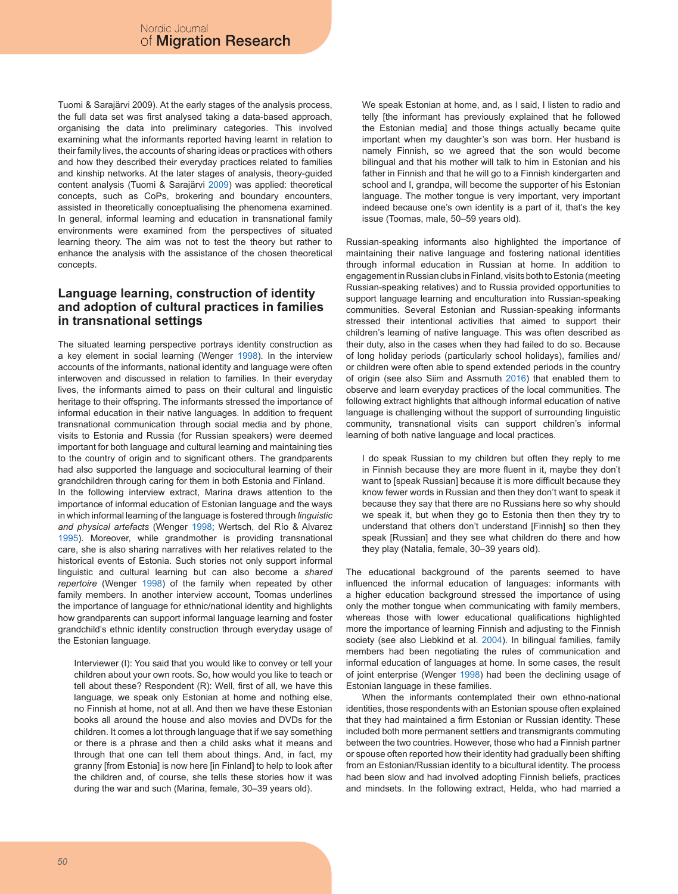Tuomi & Sarajärvi 2009). At the early stages of the analysis process, the full data set was first analysed taking a data-based approach, organising the data into preliminary categories. This involved examining what the informants reported having learnt in relation to their family lives, the accounts of sharing ideas or practices with others and how they described their everyday practices related to families and kinship networks. At the later stages of analysis, theory-guided content analysis (Tuomi & Sarajärvi 2009) was applied: theoretical concepts, such as CoPs, brokering and boundary encounters, assisted in theoretically conceptualising the phenomena examined. In general, informal learning and education in transnational family environments were examined from the perspectives of situated learning theory. The aim was not to test the theory but rather to enhance the analysis with the assistance of the chosen theoretical concepts.

## Language learning, construction of identity and adoption of cultural practices in families in transnational settings

The situated learning perspective portrays identity construction as a key element in social learning (Wenger 1998). In the interview accounts of the informants, national identity and language were often interwoven and discussed in relation to families. In their everyday lives, the informants aimed to pass on their cultural and linguistic heritage to their offspring. The informants stressed the importance of informal education in their native languages. In addition to frequent transnational communication through social media and by phone, visits to Estonia and Russia (for Russian speakers) were deemed important for both language and cultural learning and maintaining ties to the country of origin and to significant others. The grandparents had also supported the language and sociocultural learning of their grandchildren through caring for them in both Estonia and Finland.

In the following interview extract, Marina draws attention to the importance of informal education of Estonian language and the ways in which informal learning of the language is fostered through *linguistic and physical artefacts* (Wenger 1998; Wertsch, del Río & Alvarez 1995). Moreover, while grandmother is providing transnational care, she is also sharing narratives with her relatives related to the historical events of Estonia. Such stories not only support informal linguistic and cultural learning but can also become a *shared repertoire* (Wenger 1998) of the family when repeated by other family members. In another interview account, Toomas underlines the importance of language for ethnic/national identity and highlights how grandparents can support informal language learning and foster grandchild's ethnic identity construction through everyday usage of the Estonian language.

> Interviewer (I): You said that you would like to convey or tell your children about your own roots. So, how would you like to teach or tell about these? Respondent (R): Well, first of all, we have this language, we speak only Estonian at home and nothing else, no Finnish at home, not at all. And then we have these Estonian books all around the house and also movies and DVDs for the children. It comes a lot through language that if we say something or there is a phrase and then a child asks what it means and through that one can tell them about things. And, in fact, my granny [from Estonia] is now here [in Finland] to help to look after the children and, of course, she tells these stories how it was during the war and such (Marina, female, 30–39 years old).

> We speak Estonian at home, and, as I said, I listen to radio and telly [the informant has previously explained that he followed the Estonian media] and those things actually became quite important when my daughter's son was born. Her husband is namely Finnish, so we agreed that the son would become bilingual and that his mother will talk to him in Estonian and his father in Finnish and that he will go to a Finnish kindergarten and school and I, grandpa, will become the supporter of his Estonian language. The mother tongue is very important, very important indeed because one's own identity is a part of it, that's the key issue (Toomas, male, 50–59 years old).

Russian-speaking informants also highlighted the importance of maintaining their native language and fostering national identities through informal education in Russian at home. In addition to engagement in Russian clubs in Finland, visits both to Estonia (meeting Russian-speaking relatives) and to Russia provided opportunities to support language learning and enculturation into Russian-speaking communities. Several Estonian and Russian-speaking informants stressed their intentional activities that aimed to support their children's learning of native language. This was often described as their duty, also in the cases when they had failed to do so. Because of long holiday periods (particularly school holidays), families and/or children were often able to spend extended periods in the country of origin (see also Siim and Assmuth 2016) that enabled them to observe and learn everyday practices of the local communities. The following extract highlights that although informal education of native language is challenging without the support of surrounding linguistic community, transnational visits can support children's informal learning of both native language and local practices.

> I do speak Russian to my children but often they reply to me in Finnish because they are more fluent in it, maybe they don't want to [speak Russian] because it is more difficult because they know fewer words in Russian and then they don't want to speak it because they say that there are no Russians here so why should we speak it, but when they go to Estonia then then they try to understand that others don't understand [Finnish] so then they speak [Russian] and they see what children do there and how they play (Natalia, female, 30–39 years old).

The educational background of the parents seemed to have influenced the informal education of languages: informants with a higher education background stressed the importance of using only the mother tongue when communicating with family members, whereas those with lower educational qualifications highlighted more the importance of learning Finnish and adjusting to the Finnish society (see also Liebkind et al. 2004). In bilingual families, family members had been negotiating the rules of communication and informal education of languages at home. In some cases, the result of joint enterprise (Wenger 1998) had been the declining usage of Estonian language in these families.

When the informants contemplated their own ethno-national identities, those respondents with an Estonian spouse often explained that they had maintained a firm Estonian or Russian identity. These included both more permanent settlers and transmigrants commuting between the two countries. However, those who had a Finnish partner or spouse often reported how their identity had gradually been shifting from an Estonian/Russian identity to a bicultural identity. The process had been slow and had involved adopting Finnish beliefs, practices and mindsets. In the following extract, Helda, who had married a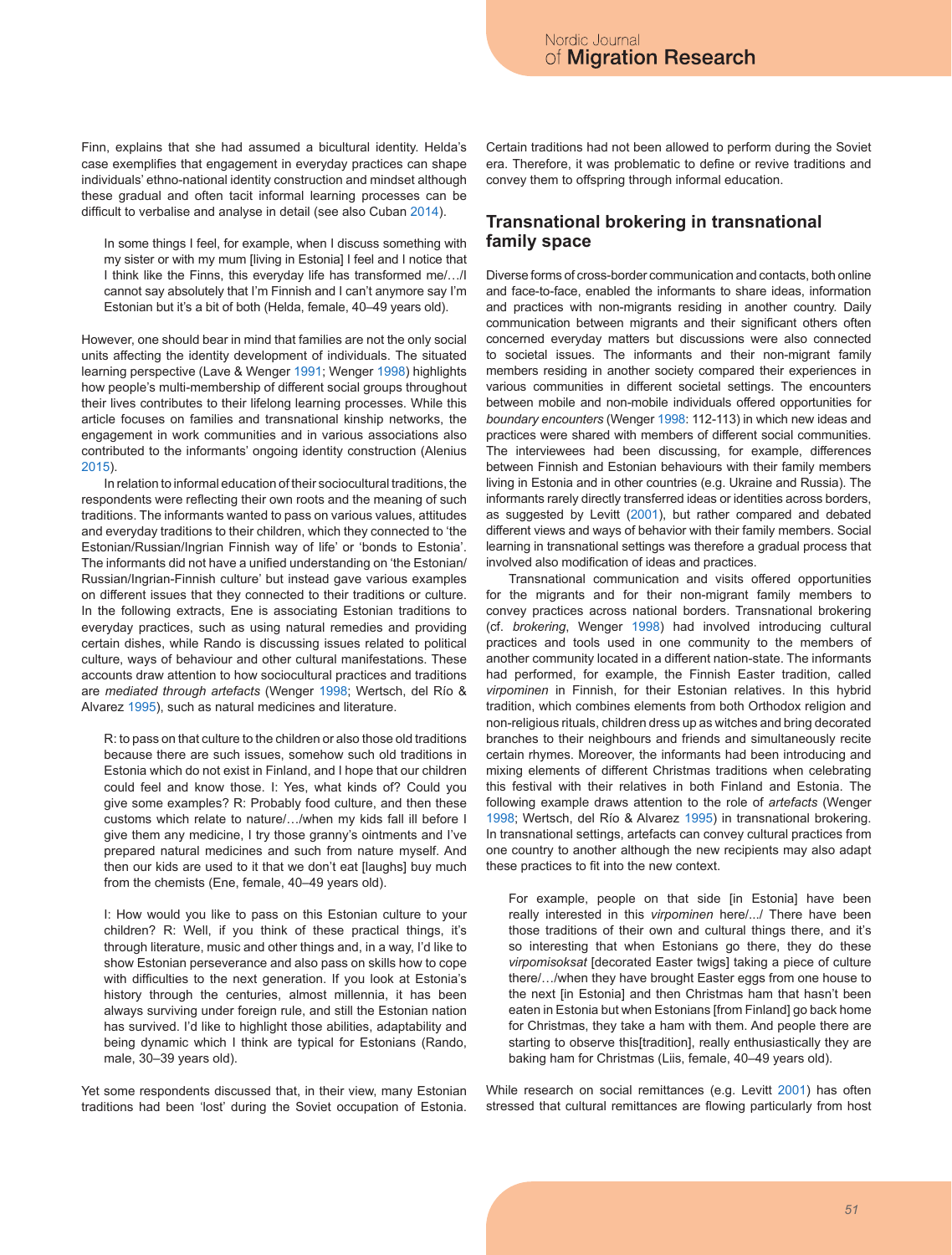Finn, explains that she had assumed a bicultural identity. Helda's case exemplifies that engagement in everyday practices can shape individuals' ethno-national identity construction and mindset although these gradual and often tacit informal learning processes can be difficult to verbalise and analyse in detail (see also Cuban 2014).

> In some things I feel, for example, when I discuss something with my sister or with my mum [living in Estonia] I feel and I notice that I think like the Finns, this everyday life has transformed me/…/I cannot say absolutely that I'm Finnish and I can't anymore say I'm Estonian but it's a bit of both (Helda, female, 40–49 years old).

However, one should bear in mind that families are not the only social units affecting the identity development of individuals. The situated learning perspective (Lave & Wenger 1991; Wenger 1998) highlights how people's multi-membership of different social groups throughout their lives contributes to their lifelong learning processes. While this article focuses on families and transnational kinship networks, the engagement in work communities and in various associations also contributed to the informants' ongoing identity construction (Alenius 2015).

In relation to informal education of their sociocultural traditions, the respondents were reflecting their own roots and the meaning of such traditions. The informants wanted to pass on various values, attitudes and everyday traditions to their children, which they connected to 'the Estonian/Russian/Ingrian Finnish way of life' or 'bonds to Estonia'. The informants did not have a unified understanding on 'the Estonian/Russian/Ingrian-Finnish culture' but instead gave various examples on different issues that they connected to their traditions or culture. In the following extracts, Ene is associating Estonian traditions to everyday practices, such as using natural remedies and providing certain dishes, while Rando is discussing issues related to political culture, ways of behaviour and other cultural manifestations. These accounts draw attention to how sociocultural practices and traditions are *mediated through artefacts* (Wenger 1998; Wertsch, del Río & Alvarez 1995), such as natural medicines and literature.

> R: to pass on that culture to the children or also those old traditions because there are such issues, somehow such old traditions in Estonia which do not exist in Finland, and I hope that our children could feel and know those. I: Yes, what kinds of? Could you give some examples? R: Probably food culture, and then these customs which relate to nature/…/when my kids fall ill before I give them any medicine, I try those granny's ointments and I've prepared natural medicines and such from nature myself. And then our kids are used to it that we don't eat [laughs] buy much from the chemists (Ene, female, 40–49 years old).

> I: How would you like to pass on this Estonian culture to your children? R: Well, if you think of these practical things, it's through literature, music and other things and, in a way, I'd like to show Estonian perseverance and also pass on skills how to cope with difficulties to the next generation. If you look at Estonia's history through the centuries, almost millennia, it has been always surviving under foreign rule, and still the Estonian nation has survived. I'd like to highlight those abilities, adaptability and being dynamic which I think are typical for Estonians (Rando, male, 30–39 years old).

Yet some respondents discussed that, in their view, many Estonian traditions had been 'lost' during the Soviet occupation of Estonia. Certain traditions had not been allowed to perform during the Soviet era. Therefore, it was problematic to define or revive traditions and convey them to offspring through informal education.

## Transnational brokering in transnational family space

Diverse forms of cross-border communication and contacts, both online and face-to-face, enabled the informants to share ideas, information and practices with non-migrants residing in another country. Daily communication between migrants and their significant others often concerned everyday matters but discussions were also connected to societal issues. The informants and their non-migrant family members residing in another society compared their experiences in various communities in different societal settings. The encounters between mobile and non-mobile individuals offered opportunities for *boundary encounters* (Wenger 1998: 112-113) in which new ideas and practices were shared with members of different social communities. The interviewees had been discussing, for example, differences between Finnish and Estonian behaviours with their family members living in Estonia and in other countries (e.g. Ukraine and Russia). The informants rarely directly transferred ideas or identities across borders, as suggested by Levitt (2001), but rather compared and debated different views and ways of behavior with their family members. Social learning in transnational settings was therefore a gradual process that involved also modification of ideas and practices.

Transnational communication and visits offered opportunities for the migrants and for their non-migrant family members to convey practices across national borders. Transnational brokering (cf. *brokering*, Wenger 1998) had involved introducing cultural practices and tools used in one community to the members of another community located in a different nation-state. The informants had performed, for example, the Finnish Easter tradition, called *virpominen* in Finnish, for their Estonian relatives. In this hybrid tradition, which combines elements from both Orthodox religion and non-religious rituals, children dress up as witches and bring decorated branches to their neighbours and friends and simultaneously recite certain rhymes. Moreover, the informants had been introducing and mixing elements of different Christmas traditions when celebrating this festival with their relatives in both Finland and Estonia. The following example draws attention to the role of *artefacts* (Wenger 1998; Wertsch, del Río & Alvarez 1995) in transnational brokering. In transnational settings, artefacts can convey cultural practices from one country to another although the new recipients may also adapt these practices to fit into the new context.

> For example, people on that side [in Estonia] have been really interested in this *virpominen* here/.../ There have been those traditions of their own and cultural things there, and it's so interesting that when Estonians go there, they do these *virpomisoksat* [decorated Easter twigs] taking a piece of culture there/…/when they have brought Easter eggs from one house to the next [in Estonia] and then Christmas ham that hasn't been eaten in Estonia but when Estonians [from Finland] go back home for Christmas, they take a ham with them. And people there are starting to observe this[tradition], really enthusiastically they are baking ham for Christmas (Liis, female, 40–49 years old).

While research on social remittances (e.g. Levitt 2001) has often stressed that cultural remittances are flowing particularly from host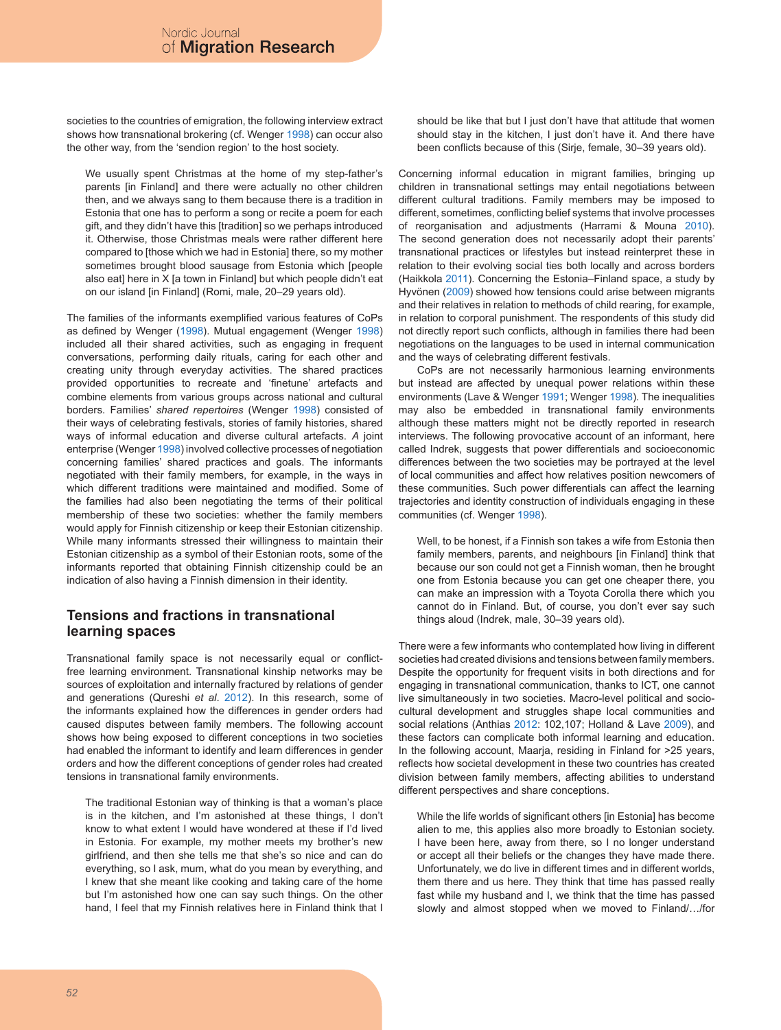societies to the countries of emigration, the following interview extract shows how transnational brokering (cf. Wenger 1998) can occur also the other way, from the 'sendion region' to the host society.

> We usually spent Christmas at the home of my step-father's parents [in Finland] and there were actually no other children then, and we always sang to them because there is a tradition in Estonia that one has to perform a song or recite a poem for each gift, and they didn't have this [tradition] so we perhaps introduced it. Otherwise, those Christmas meals were rather different here compared to [those which we had in Estonia] there, so my mother sometimes brought blood sausage from Estonia which [people also eat] here in X [a town in Finland] but which people didn't eat on our island [in Finland] (Romi, male, 20–29 years old).

The families of the informants exemplified various features of CoPs as defined by Wenger (1998). Mutual engagement (Wenger 1998) included all their shared activities, such as engaging in frequent conversations, performing daily rituals, caring for each other and creating unity through everyday activities. The shared practices provided opportunities to recreate and 'finetune' artefacts and combine elements from various groups across national and cultural borders. Families' *shared repertoires* (Wenger 1998) consisted of their ways of celebrating festivals, stories of family histories, shared ways of informal education and diverse cultural artefacts. *A* joint enterprise (Wenger 1998) involved collective processes of negotiation concerning families' shared practices and goals. The informants negotiated with their family members, for example, in the ways in which different traditions were maintained and modified. Some of the families had also been negotiating the terms of their political membership of these two societies: whether the family members would apply for Finnish citizenship or keep their Estonian citizenship. While many informants stressed their willingness to maintain their Estonian citizenship as a symbol of their Estonian roots, some of the informants reported that obtaining Finnish citizenship could be an indication of also having a Finnish dimension in their identity.

## Tensions and fractions in transnational learning spaces

Transnational family space is not necessarily equal or conflict-free learning environment. Transnational kinship networks may be sources of exploitation and internally fractured by relations of gender and generations (Qureshi *et al*. 2012). In this research, some of the informants explained how the differences in gender orders had caused disputes between family members. The following account shows how being exposed to different conceptions in two societies had enabled the informant to identify and learn differences in gender orders and how the different conceptions of gender roles had created tensions in transnational family environments.

> The traditional Estonian way of thinking is that a woman's place is in the kitchen, and I'm astonished at these things, I don't know to what extent I would have wondered at these if I'd lived in Estonia. For example, my mother meets my brother's new girlfriend, and then she tells me that she's so nice and can do everything, so I ask, mum, what do you mean by everything, and I knew that she meant like cooking and taking care of the home but I'm astonished how one can say such things. On the other hand, I feel that my Finnish relatives here in Finland think that I should be like that but I just don't have that attitude that women should stay in the kitchen, I just don't have it. And there have been conflicts because of this (Sirje, female, 30–39 years old).

Concerning informal education in migrant families, bringing up children in transnational settings may entail negotiations between different cultural traditions. Family members may be imposed to different, sometimes, conflicting belief systems that involve processes of reorganisation and adjustments (Harrami & Mouna 2010). The second generation does not necessarily adopt their parents' transnational practices or lifestyles but instead reinterpret these in relation to their evolving social ties both locally and across borders (Haikkola 2011). Concerning the Estonia–Finland space, a study by Hyvönen (2009) showed how tensions could arise between migrants and their relatives in relation to methods of child rearing, for example, in relation to corporal punishment. The respondents of this study did not directly report such conflicts, although in families there had been negotiations on the languages to be used in internal communication and the ways of celebrating different festivals.

CoPs are not necessarily harmonious learning environments but instead are affected by unequal power relations within these environments (Lave & Wenger 1991; Wenger 1998). The inequalities may also be embedded in transnational family environments although these matters might not be directly reported in research interviews. The following provocative account of an informant, here called Indrek, suggests that power differentials and socioeconomic differences between the two societies may be portrayed at the level of local communities and affect how relatives position newcomers of these communities. Such power differentials can affect the learning trajectories and identity construction of individuals engaging in these communities (cf. Wenger 1998).

> Well, to be honest, if a Finnish son takes a wife from Estonia then family members, parents, and neighbours [in Finland] think that because our son could not get a Finnish woman, then he brought one from Estonia because you can get one cheaper there, you can make an impression with a Toyota Corolla there which you cannot do in Finland. But, of course, you don't ever say such things aloud (Indrek, male, 30–39 years old).

There were a few informants who contemplated how living in different societies had created divisions and tensions between family members. Despite the opportunity for frequent visits in both directions and for engaging in transnational communication, thanks to ICT, one cannot live simultaneously in two societies. Macro-level political and socio-cultural development and struggles shape local communities and social relations (Anthias 2012: 102,107; Holland & Lave 2009), and these factors can complicate both informal learning and education. In the following account, Maarja, residing in Finland for >25 years, reflects how societal development in these two countries has created division between family members, affecting abilities to understand different perspectives and share conceptions.

> While the life worlds of significant others [in Estonia] has become alien to me, this applies also more broadly to Estonian society. I have been here, away from there, so I no longer understand or accept all their beliefs or the changes they have made there. Unfortunately, we do live in different times and in different worlds, them there and us here. They think that time has passed really fast while my husband and I, we think that the time has passed slowly and almost stopped when we moved to Finland/…/for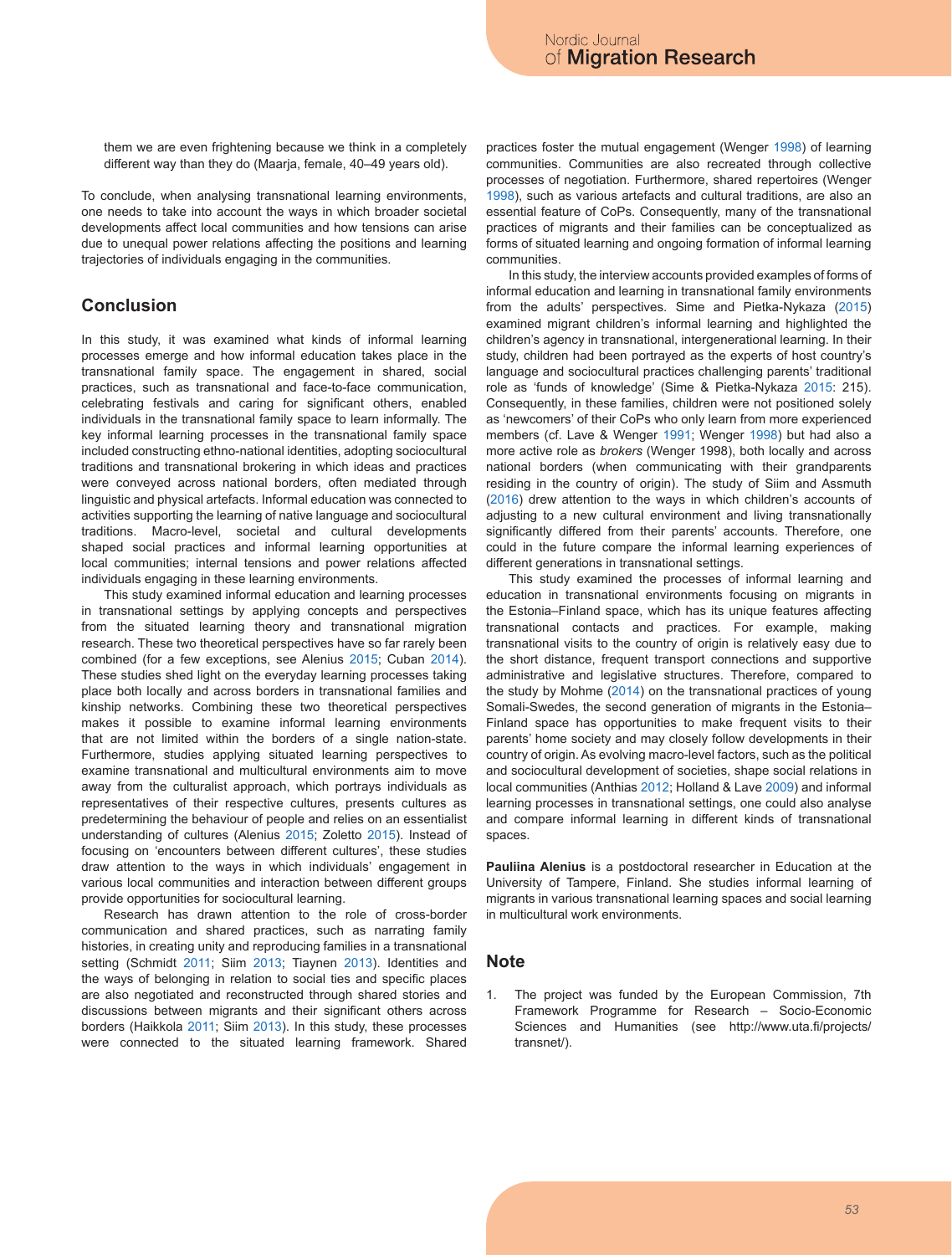them we are even frightening because we think in a completely different way than they do (Maarja, female, 40–49 years old).

To conclude, when analysing transnational learning environments, one needs to take into account the ways in which broader societal developments affect local communities and how tensions can arise due to unequal power relations affecting the positions and learning trajectories of individuals engaging in the communities.

## Conclusion

In this study, it was examined what kinds of informal learning processes emerge and how informal education takes place in the transnational family space. The engagement in shared, social practices, such as transnational and face-to-face communication, celebrating festivals and caring for significant others, enabled individuals in the transnational family space to learn informally. The key informal learning processes in the transnational family space included constructing ethno-national identities, adopting sociocultural traditions and transnational brokering in which ideas and practices were conveyed across national borders, often mediated through linguistic and physical artefacts. Informal education was connected to activities supporting the learning of native language and sociocultural traditions. Macro-level, societal and cultural developments shaped social practices and informal learning opportunities at local communities; internal tensions and power relations affected individuals engaging in these learning environments.

This study examined informal education and learning processes in transnational settings by applying concepts and perspectives from the situated learning theory and transnational migration research. These two theoretical perspectives have so far rarely been combined (for a few exceptions, see Alenius 2015; Cuban 2014). These studies shed light on the everyday learning processes taking place both locally and across borders in transnational families and kinship networks. Combining these two theoretical perspectives makes it possible to examine informal learning environments that are not limited within the borders of a single nation-state. Furthermore, studies applying situated learning perspectives to examine transnational and multicultural environments aim to move away from the culturalist approach, which portrays individuals as representatives of their respective cultures, presents cultures as predetermining the behaviour of people and relies on an essentialist understanding of cultures (Alenius 2015; Zoletto 2015). Instead of focusing on 'encounters between different cultures', these studies draw attention to the ways in which individuals' engagement in various local communities and interaction between different groups provide opportunities for sociocultural learning.

Research has drawn attention to the role of cross-border communication and shared practices, such as narrating family histories, in creating unity and reproducing families in a transnational setting (Schmidt 2011; Siim 2013; Tiaynen 2013). Identities and the ways of belonging in relation to social ties and specific places are also negotiated and reconstructed through shared stories and discussions between migrants and their significant others across borders (Haikkola 2011; Siim 2013). In this study, these processes were connected to the situated learning framework. Shared practices foster the mutual engagement (Wenger 1998) of learning communities. Communities are also recreated through collective processes of negotiation. Furthermore, shared repertoires (Wenger 1998), such as various artefacts and cultural traditions, are also an essential feature of CoPs. Consequently, many of the transnational practices of migrants and their families can be conceptualized as forms of situated learning and ongoing formation of informal learning communities.

In this study, the interview accounts provided examples of forms of informal education and learning in transnational family environments from the adults' perspectives. Sime and Pietka-Nykaza (2015) examined migrant children's informal learning and highlighted the children's agency in transnational, intergenerational learning. In their study, children had been portrayed as the experts of host country's language and sociocultural practices challenging parents' traditional role as 'funds of knowledge' (Sime & Pietka-Nykaza 2015: 215). Consequently, in these families, children were not positioned solely as 'newcomers' of their CoPs who only learn from more experienced members (cf. Lave & Wenger 1991; Wenger 1998) but had also a more active role as *brokers* (Wenger 1998), both locally and across national borders (when communicating with their grandparents residing in the country of origin). The study of Siim and Assmuth (2016) drew attention to the ways in which children's accounts of adjusting to a new cultural environment and living transnationally significantly differed from their parents' accounts. Therefore, one could in the future compare the informal learning experiences of different generations in transnational settings.

This study examined the processes of informal learning and education in transnational environments focusing on migrants in the Estonia–Finland space, which has its unique features affecting transnational contacts and practices. For example, making transnational visits to the country of origin is relatively easy due to the short distance, frequent transport connections and supportive administrative and legislative structures. Therefore, compared to the study by Mohme (2014) on the transnational practices of young Somali-Swedes, the second generation of migrants in the Estonia–Finland space has opportunities to make frequent visits to their parents' home society and may closely follow developments in their country of origin. As evolving macro-level factors, such as the political and sociocultural development of societies, shape social relations in local communities (Anthias 2012; Holland & Lave 2009) and informal learning processes in transnational settings, one could also analyse and compare informal learning in different kinds of transnational spaces.

**Pauliina Alenius** is a postdoctoral researcher in Education at the University of Tampere, Finland. She studies informal learning of migrants in various transnational learning spaces and social learning in multicultural work environments.

## Note

1. The project was funded by the European Commission, 7th Framework Programme for Research – Socio-Economic Sciences and Humanities (see http://www.uta.fi/projects/transnet/).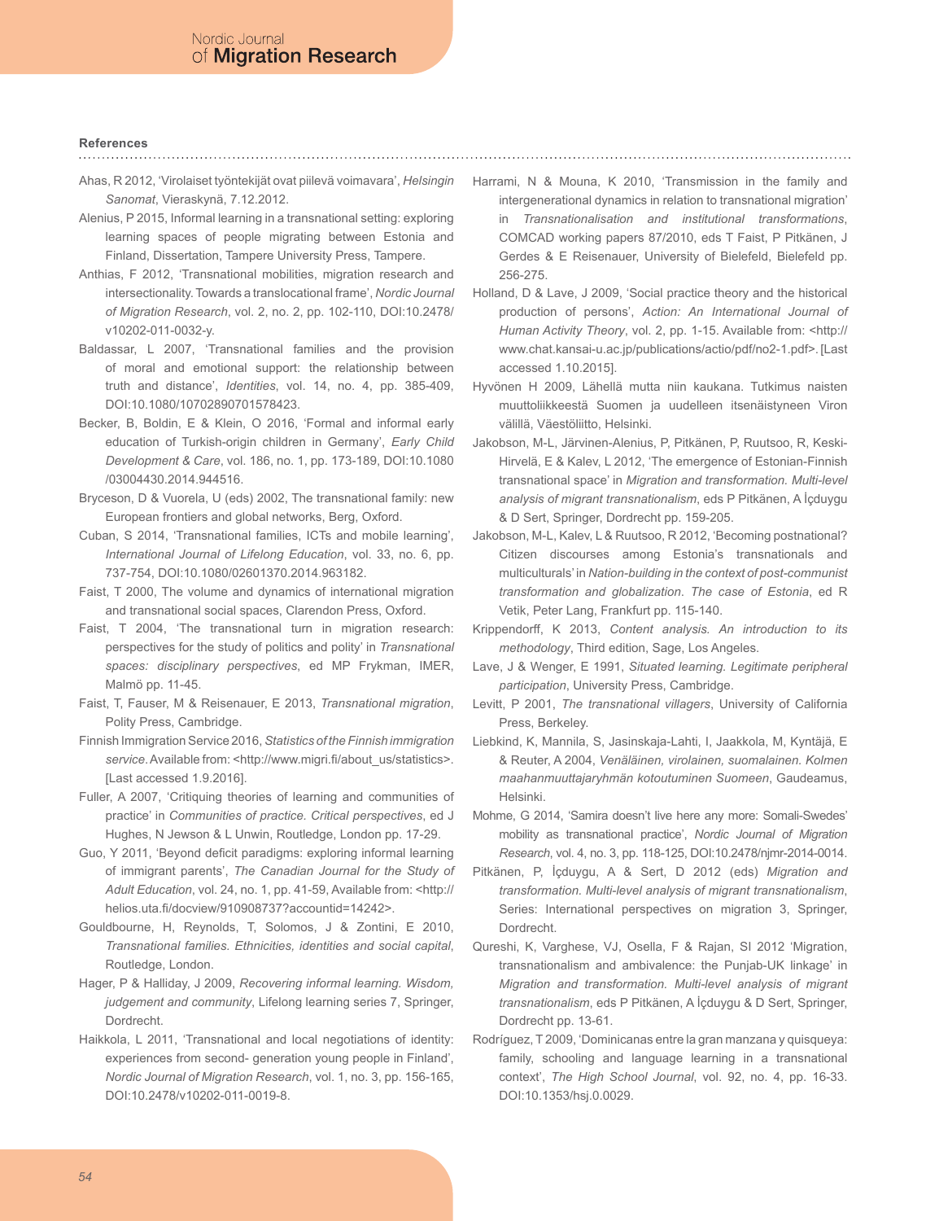### References

Ahas, R 2012, 'Virolaiset työntekijät ovat piilevä voimavara', *Helsingin Sanomat*, Vieraskynä, 7.12.2012.

Alenius, P 2015, Informal learning in a transnational setting: exploring learning spaces of people migrating between Estonia and Finland, Dissertation, Tampere University Press, Tampere.

Anthias, F 2012, 'Transnational mobilities, migration research and intersectionality. Towards a translocational frame', *Nordic Journal of Migration Research*, vol. 2, no. 2, pp. 102-110, DOI:10.2478/v10202-011-0032-y.

Baldassar, L 2007, 'Transnational families and the provision of moral and emotional support: the relationship between truth and distance', *Identities*, vol. 14, no. 4, pp. 385-409, DOI:10.1080/10702890701578423.

Becker, B, Boldin, E & Klein, O 2016, 'Formal and informal early education of Turkish-origin children in Germany', *Early Child Development & Care*, vol. 186, no. 1, pp. 173-189, DOI:10.1080/03004430.2014.944516.

Bryceson, D & Vuorela, U (eds) 2002, The transnational family: new European frontiers and global networks, Berg, Oxford.

Cuban, S 2014, 'Transnational families, ICTs and mobile learning', *International Journal of Lifelong Education*, vol. 33, no. 6, pp. 737-754, DOI:10.1080/02601370.2014.963182.

Faist, T 2000, The volume and dynamics of international migration and transnational social spaces, Clarendon Press, Oxford.

Faist, T 2004, 'The transnational turn in migration research: perspectives for the study of politics and polity' in *Transnational spaces: disciplinary perspectives*, ed MP Frykman, IMER, Malmö pp. 11-45.

Faist, T, Fauser, M & Reisenauer, E 2013, *Transnational migration*, Polity Press, Cambridge.

Finnish Immigration Service 2016, *Statistics of the Finnish immigration service*. Available from: <http://www.migri.fi/about_us/statistics>. [Last accessed 1.9.2016].

Fuller, A 2007, 'Critiquing theories of learning and communities of practice' in *Communities of practice. Critical perspectives*, ed J Hughes, N Jewson & L Unwin, Routledge, London pp. 17-29.

Guo, Y 2011, 'Beyond deficit paradigms: exploring informal learning of immigrant parents', *The Canadian Journal for the Study of Adult Education*, vol. 24, no. 1, pp. 41-59, Available from: <http://helios.uta.fi/docview/910908737?accountid=14242>.

Gouldbourne, H, Reynolds, T, Solomos, J & Zontini, E 2010, *Transnational families. Ethnicities, identities and social capital*, Routledge, London.

Hager, P & Halliday, J 2009, *Recovering informal learning. Wisdom, judgement and community*, Lifelong learning series 7, Springer, Dordrecht.

Haikkola, L 2011, 'Transnational and local negotiations of identity: experiences from second- generation young people in Finland', *Nordic Journal of Migration Research*, vol. 1, no. 3, pp. 156-165, DOI:10.2478/v10202-011-0019-8.

Harrami, N & Mouna, K 2010, 'Transmission in the family and intergenerational dynamics in relation to transnational migration' in *Transnationalisation and institutional transformations*, COMCAD working papers 87/2010, eds T Faist, P Pitkänen, J Gerdes & E Reisenauer, University of Bielefeld, Bielefeld pp. 256-275.

Holland, D & Lave, J 2009, 'Social practice theory and the historical production of persons', *Action: An International Journal of Human Activity Theory*, vol. 2, pp. 1-15. Available from: <http://www.chat.kansai-u.ac.jp/publications/actio/pdf/no2-1.pdf>. [Last accessed 1.10.2015].

Hyvönen H 2009, Lähellä mutta niin kaukana. Tutkimus naisten muuttoliikkeestä Suomen ja uudelleen itsenäistyneen Viron välillä, Väestöliitto, Helsinki.

Jakobson, M-L, Järvinen-Alenius, P, Pitkänen, P, Ruutsoo, R, Keski-Hirvelä, E & Kalev, L 2012, 'The emergence of Estonian-Finnish transnational space' in *Migration and transformation. Multi-level analysis of migrant transnationalism*, eds P Pitkänen, A İçduygu & D Sert, Springer, Dordrecht pp. 159-205.

Jakobson, M-L, Kalev, L & Ruutsoo, R 2012, 'Becoming postnational? Citizen discourses among Estonia's transnationals and multiculturals' in *Nation-building in the context of post-communist transformation and globalization. The case of Estonia*, ed R Vetik, Peter Lang, Frankfurt pp. 115-140.

Krippendorff, K 2013, *Content analysis. An introduction to its methodology*, Third edition, Sage, Los Angeles.

Lave, J & Wenger, E 1991, *Situated learning. Legitimate peripheral participation*, University Press, Cambridge.

Levitt, P 2001, *The transnational villagers*, University of California Press, Berkeley.

Liebkind, K, Mannila, S, Jasinskaja-Lahti, I, Jaakkola, M, Kyntäjä, E & Reuter, A 2004, *Venäläinen, virolainen, suomalainen. Kolmen maahanmuuttajaryhmän kotoutuminen Suomeen*, Gaudeamus, Helsinki.

Mohme, G 2014, 'Samira doesn't live here any more: Somali-Swedes' mobility as transnational practice', *Nordic Journal of Migration Research*, vol. 4, no. 3, pp. 118-125, DOI:10.2478/njmr-2014-0014.

Pitkänen, P, İçduygu, A & Sert, D 2012 (eds) *Migration and transformation. Multi-level analysis of migrant transnationalism*, Series: International perspectives on migration 3, Springer, Dordrecht.

Qureshi, K, Varghese, VJ, Osella, F & Rajan, SI 2012 'Migration, transnationalism and ambivalence: the Punjab-UK linkage' in *Migration and transformation. Multi-level analysis of migrant transnationalism*, eds P Pitkänen, A İçduygu & D Sert, Springer, Dordrecht pp. 13-61.

Rodríguez, T 2009, 'Dominicanas entre la gran manzana y quisqueya: family, schooling and language learning in a transnational context', *The High School Journal*, vol. 92, no. 4, pp. 16-33. DOI:10.1353/hsj.0.0029.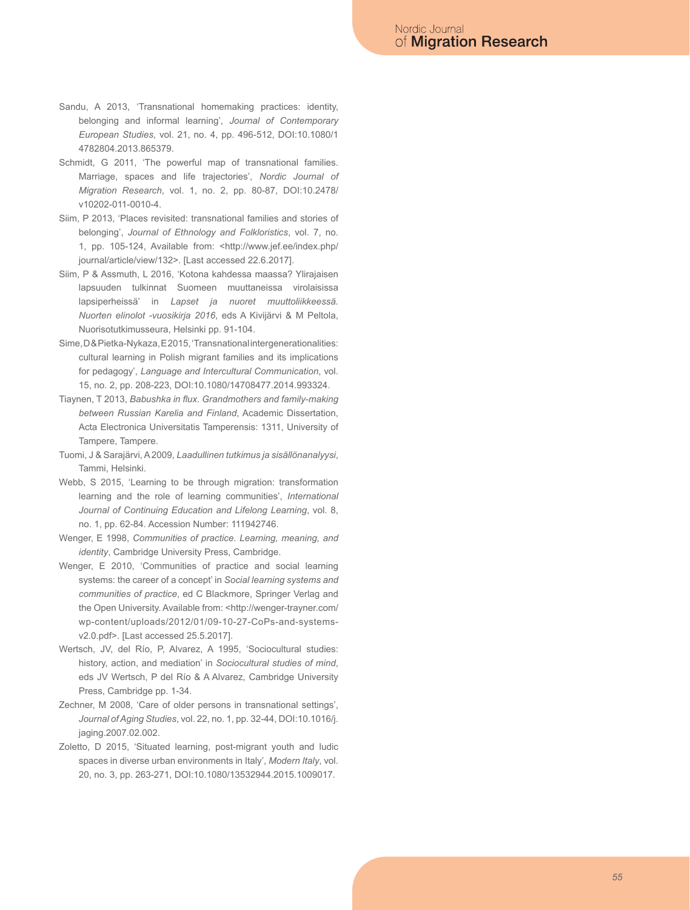Sandu, A 2013, 'Transnational homemaking practices: identity, belonging and informal learning', *Journal of Contemporary European Studies*, vol. 21, no. 4, pp. 496-512, DOI:10.1080/14782804.2013.865379.

Schmidt, G 2011, 'The powerful map of transnational families. Marriage, spaces and life trajectories', *Nordic Journal of Migration Research*, vol. 1, no. 2, pp. 80-87, DOI:10.2478/v10202-011-0010-4.

Siim, P 2013, 'Places revisited: transnational families and stories of belonging', *Journal of Ethnology and Folkloristics*, vol. 7, no. 1, pp. 105-124, Available from: <http://www.jef.ee/index.php/journal/article/view/132>. [Last accessed 22.6.2017].

Siim, P & Assmuth, L 2016, 'Kotona kahdessa maassa? Ylirajaisen lapsuuden tulkinnat Suomeen muuttaneissa virolaisissa lapsiperheissä' in *Lapset ja nuoret muuttoliikkeessä. Nuorten elinolot -vuosikirja 2016*, eds A Kivijärvi & M Peltola, Nuorisotutkimusseura, Helsinki pp. 91-104.

Sime, D & Pietka-Nykaza, E 2015, 'Transnational intergenerationalities: cultural learning in Polish migrant families and its implications for pedagogy', *Language and Intercultural Communication*, vol. 15, no. 2, pp. 208-223, DOI:10.1080/14708477.2014.993324.

Tiaynen, T 2013, *Babushka in flux. Grandmothers and family-making between Russian Karelia and Finland*, Academic Dissertation, Acta Electronica Universitatis Tamperensis: 1311, University of Tampere, Tampere.

Tuomi, J & Sarajärvi, A 2009, *Laadullinen tutkimus ja sisällönanalyysi*, Tammi, Helsinki.

Webb, S 2015, 'Learning to be through migration: transformation learning and the role of learning communities', *International Journal of Continuing Education and Lifelong Learning*, vol. 8, no. 1, pp. 62-84. Accession Number: 111942746.

Wenger, E 1998, *Communities of practice. Learning, meaning, and identity*, Cambridge University Press, Cambridge.

Wenger, E 2010, 'Communities of practice and social learning systems: the career of a concept' in *Social learning systems and communities of practice*, ed C Blackmore, Springer Verlag and the Open University. Available from: <http://wenger-trayner.com/wp-content/uploads/2012/01/09-10-27-CoPs-and-systems-v2.0.pdf>. [Last accessed 25.5.2017].

Wertsch, JV, del Río, P, Alvarez, A 1995, 'Sociocultural studies: history, action, and mediation' in *Sociocultural studies of mind*, eds JV Wertsch, P del Río & A Alvarez, Cambridge University Press, Cambridge pp. 1-34.

Zechner, M 2008, 'Care of older persons in transnational settings', *Journal of Aging Studies*, vol. 22, no. 1, pp. 32-44, DOI:10.1016/j.jaging.2007.02.002.

Zoletto, D 2015, 'Situated learning, post-migrant youth and ludic spaces in diverse urban environments in Italy', *Modern Italy*, vol. 20, no. 3, pp. 263-271, DOI:10.1080/13532944.2015.1009017.